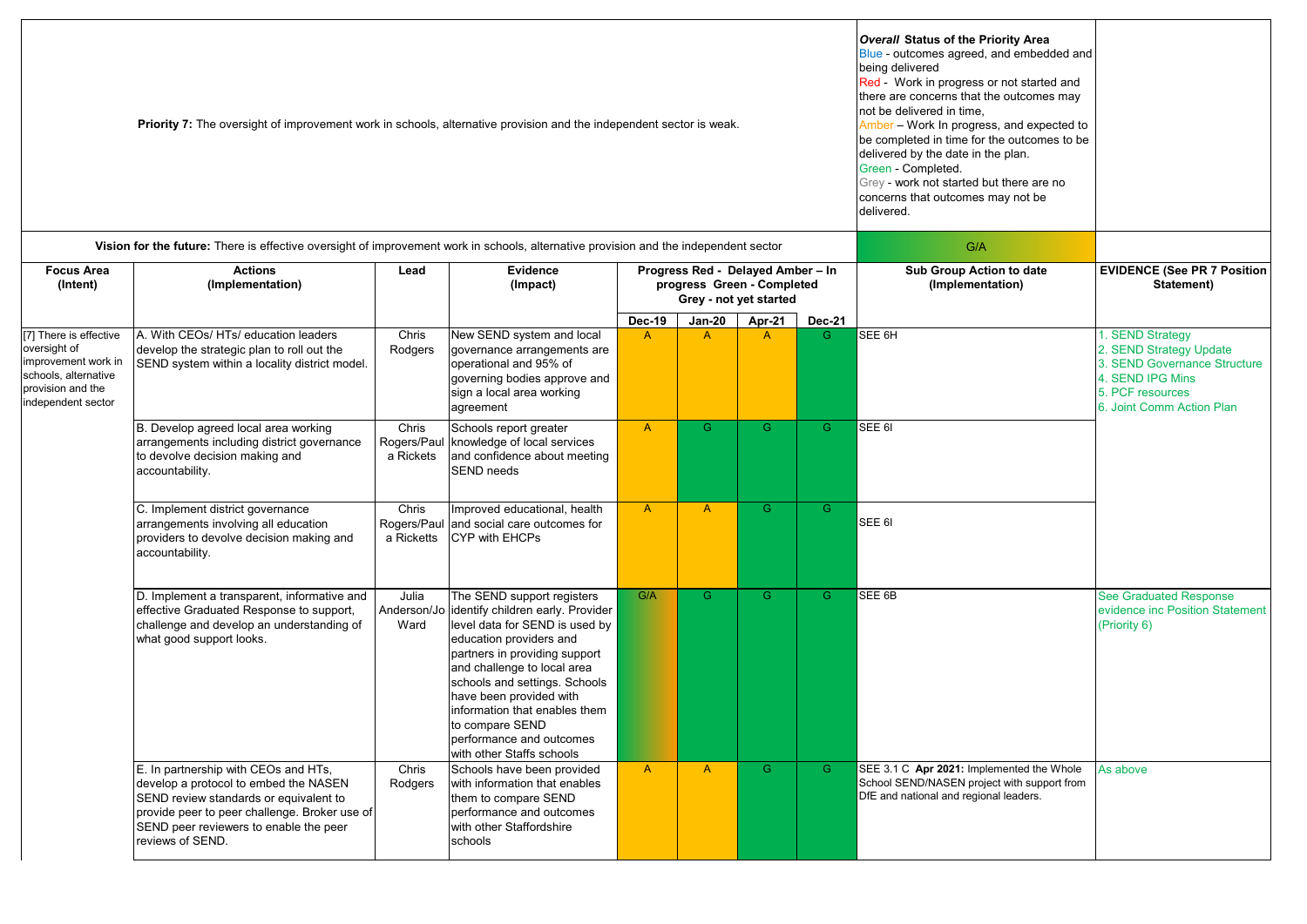| | **Priority 7:** The oversight of improvement work in schools, alternative provision and the independent sector is weak. | | | | | | | ***Overall* Status of the Priority Area**<br>Blue - outcomes agreed, and embedded and being delivered<br>Red - Work in progress or not started and there are concerns that the outcomes may not be delivered in time,<br>Amber – Work In progress, and expected to be completed in time for the outcomes to be delivered by the date in the plan.<br>Green - Completed.<br>Grey - work not started but there are no concerns that outcomes may not be delivered. | |
|---|---|---|---|---|---|---|---|---|---|
| | **Vision for the future:** There is effective oversight of improvement work in schools, alternative provision and the independent sector | | | | | | | G/A | |
| **Focus Area (Intent)** | **Actions (Implementation)** | **Lead** | **Evidence (Impact)** | **Progress Red - Delayed Amber – In progress Green - Completed Grey - not yet started** | | | | **Sub Group Action to date (Implementation)** | **EVIDENCE (See PR 7 Position Statement)** |
| | | | | **Dec-19** | **Jan-20** | **Apr-21** | **Dec-21** | | |
| [7] There is effective oversight of improvement work in schools, alternative provision and the independent sector | A. With CEOs/ HTs/ education leaders develop the strategic plan to roll out the SEND system within a locality district model. | Chris Rodgers | New SEND system and local governance arrangements are operational and 95% of governing bodies approve and sign a local area working agreement | A | A | A | G | SEE 6H | 1. SEND Strategy<br>2. SEND Strategy Update<br>3. SEND Governance Structure<br>4. SEND IPG Mins<br>5. PCF resources<br>6. Joint Comm Action Plan |
| | B. Develop agreed local area working arrangements including district governance to devolve decision making and accountability. | Chris Rogers/Paula Rickets | Schools report greater knowledge of local services and confidence about meeting SEND needs | A | G | G | G | SEE 6I | |
| | C. Implement district governance arrangements involving all education providers to devolve decision making and accountability. | Chris Rogers/Paula Ricketts | Improved educational, health and social care outcomes for CYP with EHCPs | A | A | G | G | SEE 6I | |
| | D. Implement a transparent, informative and effective Graduated Response to support, challenge and develop an understanding of what good support looks. | Julia Anderson/Jo Ward | The SEND support registers identify children early. Provider level data for SEND is used by education providers and partners in providing support and challenge to local area schools and settings. Schools have been provided with information that enables them to compare SEND performance and outcomes with other Staffs schools | G/A | G | G | G | SEE 6B | See Graduated Response evidence inc Position Statement (Priority 6) |
| | E. In partnership with CEOs and HTs, develop a protocol to embed the NASEN SEND review standards or equivalent to provide peer to peer challenge. Broker use of SEND peer reviewers to enable the peer reviews of SEND. | Chris Rodgers | Schools have been provided with information that enables them to compare SEND performance and outcomes with other Staffordshire schools | A | A | G | G | SEE 3.1 C **Apr 2021:** Implemented the Whole School SEND/NASEN project with support from DfE and national and regional leaders. | As above |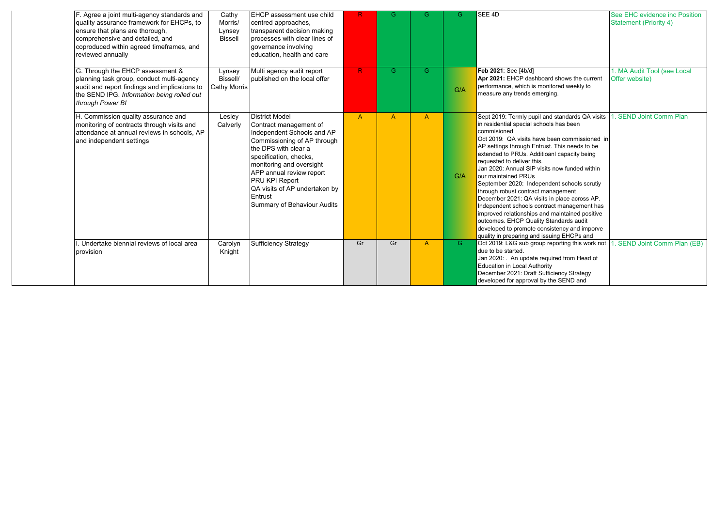| | | | | | | | | |
|---|---|---|---|---|---|---|---|---|
| F. Agree a joint multi-agency standards and quality assurance framework for EHCPs, to ensure that plans are thorough, comprehensive and detailed, and coproduced within agreed timeframes, and reviewed annually | Cathy Morris/ Lynsey Bissell | EHCP assessment use child centred approaches, transparent decision making processes with clear lines of governance involving education, health and care | R | G | G | G | SEE 4D | See EHC evidence inc Position Statement (Priority 4) |
| G. Through the EHCP assessment & planning task group, conduct multi-agency audit and report findings and implications to the SEND IPG. *Information being rolled out through Power BI* | Lynsey Bissell/ Cathy Morris | Multi agency audit report published on the local offer | R | G | G | G/A | **Feb 2021**: See [4b/d]<br>**Apr 2021:** EHCP dashboard shows the current performance, which is monitored weekly to measure any trends emerging. | 1. MA Audit Tool (see Local Offer website) |
| H. Commission quality assurance and monitoring of contracts through visits and attendance at annual reviews in schools, AP and independent settings | Lesley Calverly | District Model<br>Contract management of Independent Schools and AP<br>Commissioning of AP through the DPS with clear a specification, checks, monitoring and oversight<br>APP annual review report<br>PRU KPI Report<br>QA visits of AP undertaken by Entrust<br>Summary of Behaviour Audits | A | A | A | G/A | Sept 2019: Termly pupil and standards QA visits in residential special schools has been commisioned<br>Oct 2019: QA visits have been commissioned in AP settings through Entrust. This needs to be extended to PRUs. Additioanl capacity being requested to deliver this.<br>Jan 2020: Annual SIP visits now funded within our maintained PRUs<br>September 2020: Independent schools scrutiy through robust contract management<br>December 2021: QA visits in place across AP. Independent schools contract management has improved relationships and maintained positive outcomes. EHCP Quality Standards audit developed to promote consistency and imporve quality in preparing and issuing EHCPs and | 1. SEND Joint Comm Plan |
| I. Undertake biennial reviews of local area provision | Carolyn Knight | Sufficiency Strategy | Gr | Gr | A | G | Oct 2019: L&G sub group reporting this work not due to be started.<br>Jan 2020: . An update required from Head of Education in Local Authority<br>December 2021: Draft Sufficiency Strategy developed for approval by the SEND and | 1. SEND Joint Comm Plan (EB) |